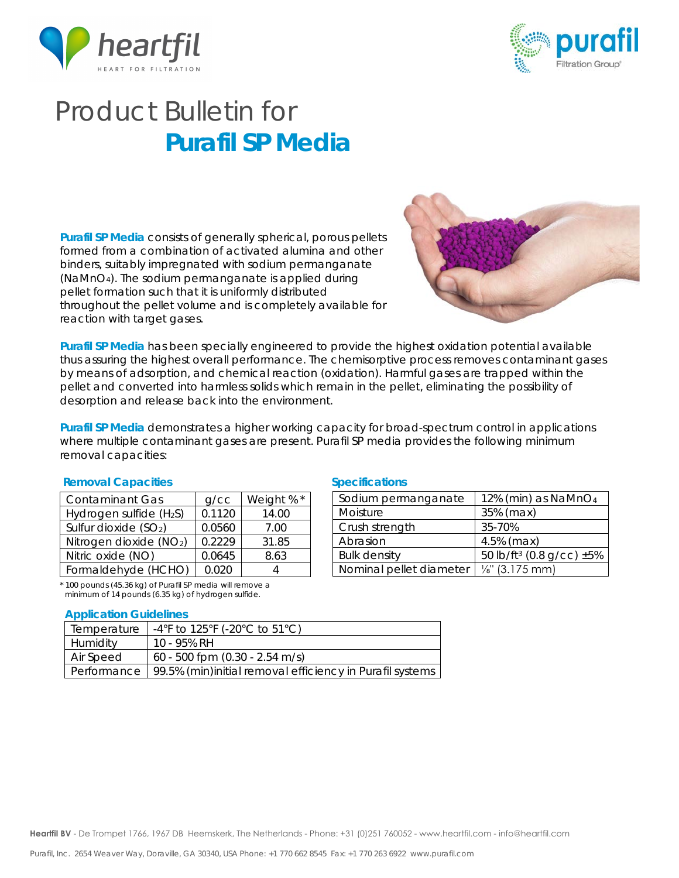# Product Bulletin for

## Purafil SP Media

**Purafil SP Media** consists of generally spherical, porous pellets formed from a combination of activated alumina and other binders, suitably impregnated with sodium permanganate ($NaMnO_4$). The sodium permanganate is applied during pellet formation such that it is uniformly distributed throughout the pellet volume and is completely available for reaction with target gases.

**Purafil SP Media** has been specially engineered to provide the highest oxidation potential available thus assuring the highest overall performance. The chemisorptive process removes contaminant gases by means of adsorption, and chemical reaction (oxidation). Harmful gases are trapped within the pellet and converted into harmless solids which remain in the pellet, eliminating the possibility of desorption and release back into the environment.

**Purafil SP Media** demonstrates a higher working capacity for broad-spectrum control in applications where multiple contaminant gases are present. Purafil SP media provides the following minimum removal capacities:

### Removal Capacities

| Contaminant Gas | g/cc | Weight %* |
|---|---|---|
| Hydrogen sulfide ($H_2S$) | 0.1120 | 14.00 |
| Sulfur dioxide ($SO_2$) | 0.0560 | 7.00 |
| Nitrogen dioxide ($NO_2$) | 0.2229 | 31.85 |
| Nitric oxide (NO) | 0.0645 | 8.63 |
| Formaldehyde (HCHO) | 0.020 | 4 |

\* 100 pounds (45.36 kg) of Purafil SP media will remove a minimum of 14 pounds (6.35 kg) of hydrogen sulfide.

### Specifications

| | |
|---|---|
| Sodium permanganate | 12% (min) as $NaMnO_4$ |
| Moisture | 35% (max) |
| Crush strength | 35-70% |
| Abrasion | 4.5% (max) |
| Bulk density | 50 lb/ft$^3$ (0.8 g/cc) ±5% |
| Nominal pellet diameter | ⅛" (3.175 mm) |

### Application Guidelines

| | |
|---|---|
| Temperature | -4°F to 125°F (-20°C to 51°C) |
| Humidity | 10 - 95% RH |
| Air Speed | 60 - 500 fpm (0.30 - 2.54 m/s) |
| Performance | 99.5% (min)initial removal efficiency in Purafil systems |

**Heartfil BV** - De Trompet 1766, 1967 DB Heemskerk, The Netherlands - Phone: +31 (0)251 760052 - www.heartfil.com - info@heartfil.com

Purafil, Inc. 2654 Weaver Way, Doraville, GA 30340, USA Phone: +1 770 662 8545 Fax: +1 770 263 6922 www.purafil.com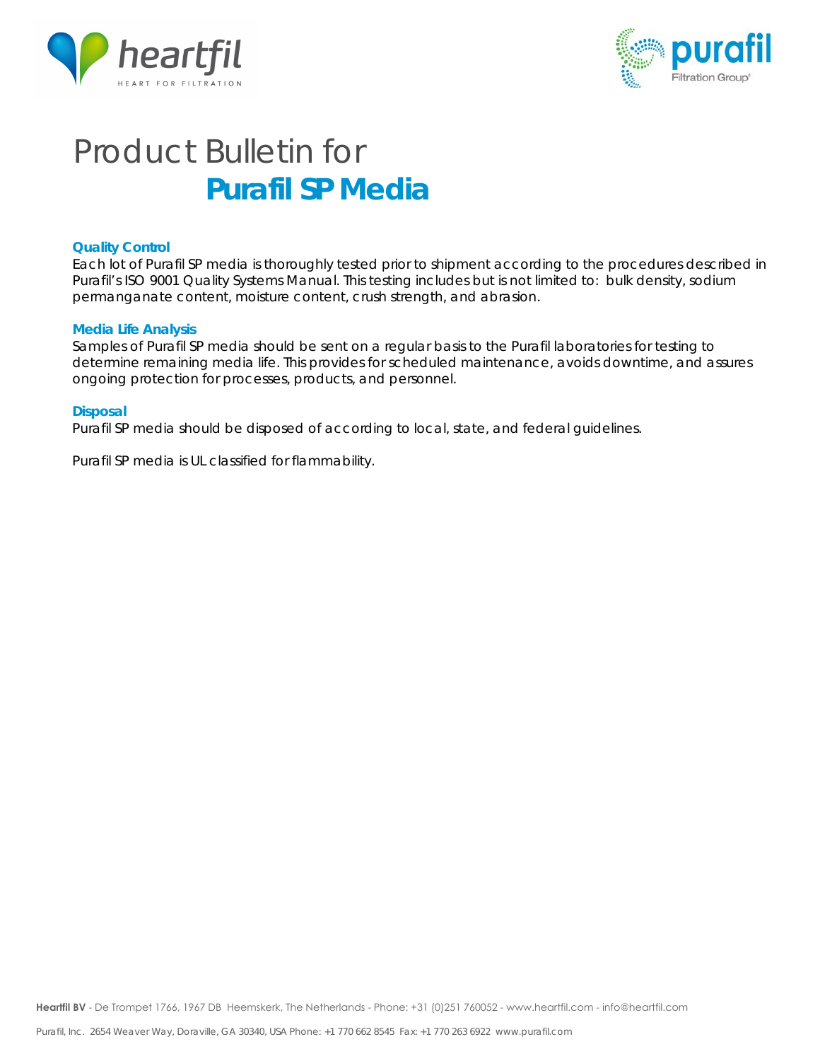# Product Bulletin for
## Purafil SP Media

### Quality Control

Each lot of Purafil SP media is thoroughly tested prior to shipment according to the procedures described in Purafil's ISO 9001 Quality Systems Manual. This testing includes but is not limited to: bulk density, sodium permanganate content, moisture content, crush strength, and abrasion.

### Media Life Analysis

Samples of Purafil SP media should be sent on a regular basis to the Purafil laboratories for testing to determine remaining media life. This provides for scheduled maintenance, avoids downtime, and assures ongoing protection for processes, products, and personnel.

### Disposal

Purafil SP media should be disposed of according to local, state, and federal guidelines.

Purafil SP media is UL classified for flammability.